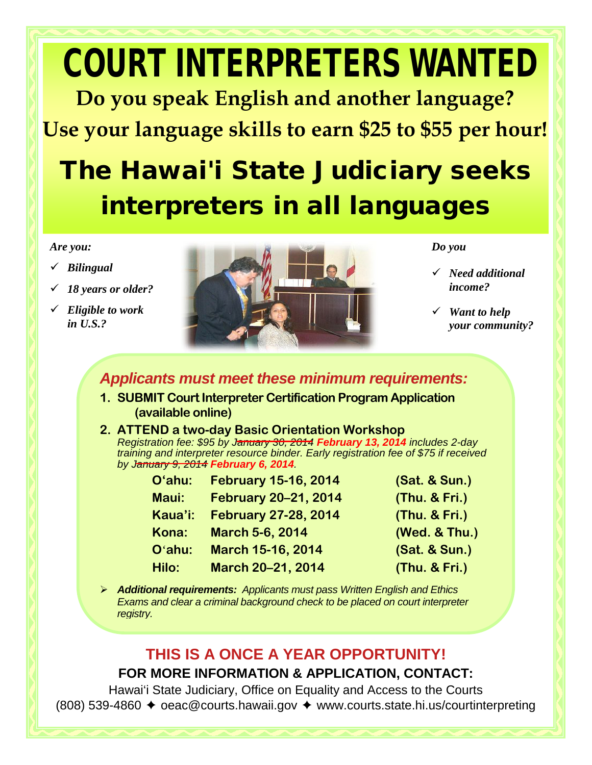# COURT INTERPRETERS WANTED

**Do you speak English and another language?**

**Use your language skills to earn $25 to $55 per hour!**

## The Hawai'i State Judiciary seeks interpreters in all languages

*Are you:*

- ✓ ***Bilingual***
- ✓ ***18 years or older?***
- ✓ ***Eligible to work in U.S.?***

*Do you*

- ✓ ***Need additional income?***
- ✓ ***Want to help your community?***

### *Applicants must meet these minimum requirements:*

1. **SUBMIT Court Interpreter Certification Program Application (available online)**
2. **ATTEND a two-day Basic Orientation Workshop**
   *Registration fee: $95 by ~~January 30, 2014~~* ***February 13, 2014*** *includes 2-day training and interpreter resource binder. Early registration fee of $75 if received by ~~January 9, 2014~~* ***February 6, 2014****.*

| | | |
|---|---|---|
| **O'ahu:** | **February 15-16, 2014** | **(Sat. & Sun.)** |
| **Maui:** | **February 20–21, 2014** | **(Thu. & Fri.)** |
| **Kaua'i:** | **February 27-28, 2014** | **(Thu. & Fri.)** |
| **Kona:** | **March 5-6, 2014** | **(Wed. & Thu.)** |
| **O'ahu:** | **March 15-16, 2014** | **(Sat. & Sun.)** |
| **Hilo:** | **March 20–21, 2014** | **(Thu. & Fri.)** |

- ***Additional requirements:*** *Applicants must pass Written English and Ethics Exams and clear a criminal background check to be placed on court interpreter registry.*

**THIS IS A ONCE A YEAR OPPORTUNITY!**

**FOR MORE INFORMATION & APPLICATION, CONTACT:**

Hawai'i State Judiciary, Office on Equality and Access to the Courts

(808) 539-4860 ✦ oeac@courts.hawaii.gov ✦ www.courts.state.hi.us/courtinterpreting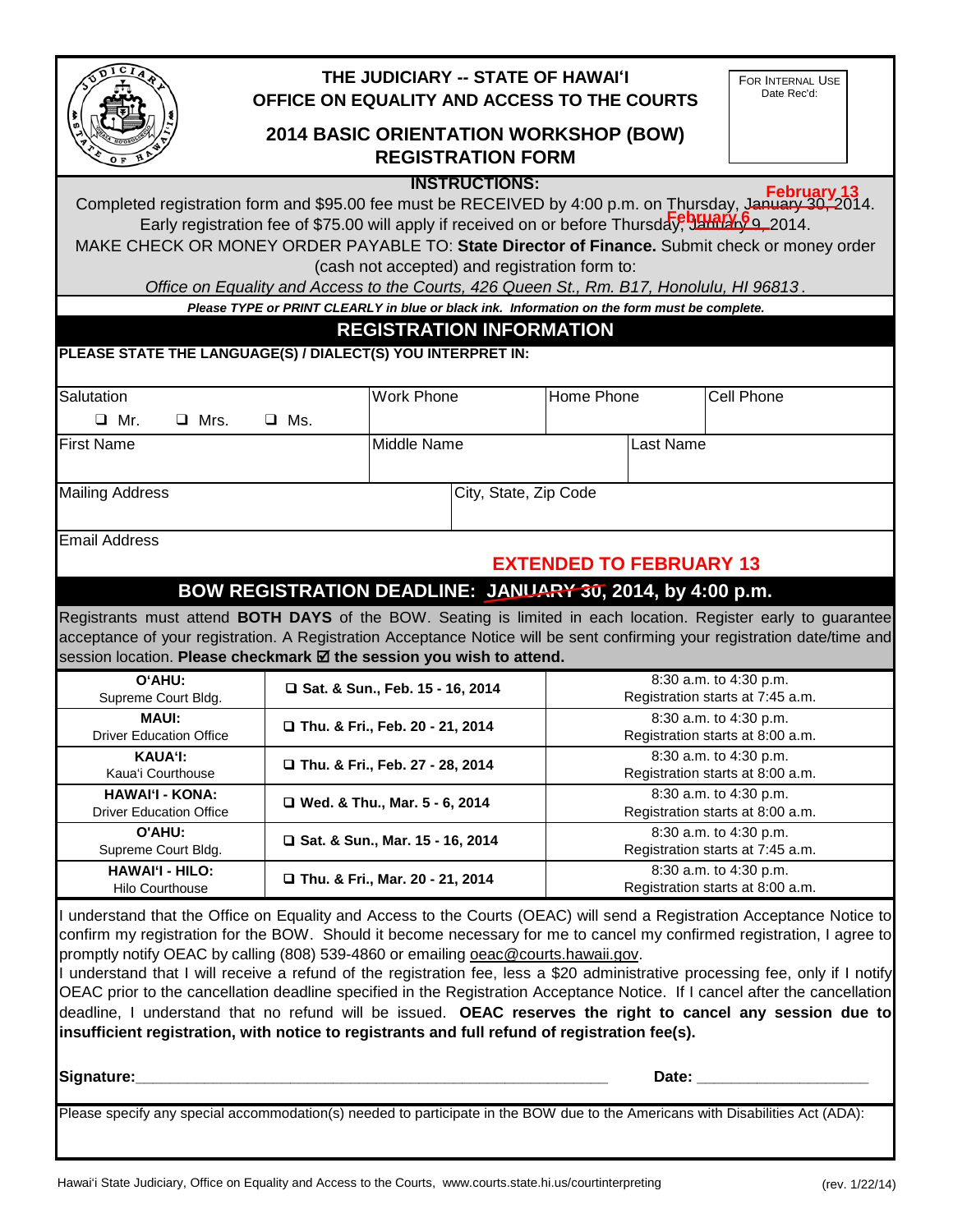# THE JUDICIARY -- STATE OF HAWAIʻI
# OFFICE ON EQUALITY AND ACCESS TO THE COURTS

## 2014 BASIC ORIENTATION WORKSHOP (BOW) REGISTRATION FORM

FOR INTERNAL USE
Date Rec'd:

**INSTRUCTIONS:**

Completed registration form and $95.00 fee must be RECEIVED by 4:00 p.m. on Thursday, ~~January 30,~~ **February 13** 2014.
Early registration fee of $75.00 will apply if received on or before Thursday, ~~January 9,~~ **February 6** 2014.
MAKE CHECK OR MONEY ORDER PAYABLE TO: **State Director of Finance.** Submit check or money order (cash not accepted) and registration form to:
*Office on Equality and Access to the Courts, 426 Queen St., Rm. B17, Honolulu, HI 96813.*

***Please TYPE or PRINT CLEARLY in blue or black ink. Information on the form must be complete.***

## REGISTRATION INFORMATION

**PLEASE STATE THE LANGUAGE(S) / DIALECT(S) YOU INTERPRET IN:**

| | | | |
|---|---|---|---|
| Salutation ❑ Mr. ❑ Mrs. ❑ Ms. | Work Phone | Home Phone | Cell Phone |
| First Name | Middle Name | Last Name | |
| Mailing Address | City, State, Zip Code | | |
| Email Address | | | |

**EXTENDED TO FEBRUARY 13**

## BOW REGISTRATION DEADLINE: ~~JANUARY 30~~, 2014, by 4:00 p.m.

Registrants must attend **BOTH DAYS** of the BOW. Seating is limited in each location. Register early to guarantee acceptance of your registration. A Registration Acceptance Notice will be sent confirming your registration date/time and session location. **Please checkmark ☑ the session you wish to attend.**

| | | |
|---|---|---|
| **OʻAHU:** Supreme Court Bldg. | ❑ **Sat. & Sun., Feb. 15 - 16, 2014** | 8:30 a.m. to 4:30 p.m. Registration starts at 7:45 a.m. |
| **MAUI:** Driver Education Office | ❑ **Thu. & Fri., Feb. 20 - 21, 2014** | 8:30 a.m. to 4:30 p.m. Registration starts at 8:00 a.m. |
| **KAUAʻI:** Kaua'i Courthouse | ❑ **Thu. & Fri., Feb. 27 - 28, 2014** | 8:30 a.m. to 4:30 p.m. Registration starts at 8:00 a.m. |
| **HAWAIʻI - KONA:** Driver Education Office | ❑ **Wed. & Thu., Mar. 5 - 6, 2014** | 8:30 a.m. to 4:30 p.m. Registration starts at 8:00 a.m. |
| **O'AHU:** Supreme Court Bldg. | ❑ **Sat. & Sun., Mar. 15 - 16, 2014** | 8:30 a.m. to 4:30 p.m. Registration starts at 7:45 a.m. |
| **HAWAIʻI - HILO:** Hilo Courthouse | ❑ **Thu. & Fri., Mar. 20 - 21, 2014** | 8:30 a.m. to 4:30 p.m. Registration starts at 8:00 a.m. |

I understand that the Office on Equality and Access to the Courts (OEAC) will send a Registration Acceptance Notice to confirm my registration for the BOW. Should it become necessary for me to cancel my confirmed registration, I agree to promptly notify OEAC by calling (808) 539-4860 or emailing oeac@courts.hawaii.gov.
I understand that I will receive a refund of the registration fee, less a $20 administrative processing fee, only if I notify OEAC prior to the cancellation deadline specified in the Registration Acceptance Notice. If I cancel after the cancellation deadline, I understand that no refund will be issued. **OEAC reserves the right to cancel any session due to insufficient registration, with notice to registrants and full refund of registration fee(s).**

**Signature:**_______________________________________________ **Date:** ___________________

Please specify any special accommodation(s) needed to participate in the BOW due to the Americans with Disabilities Act (ADA):

Hawaiʻi State Judiciary, Office on Equality and Access to the Courts, www.courts.state.hi.us/courtinterpreting (rev. 1/22/14)